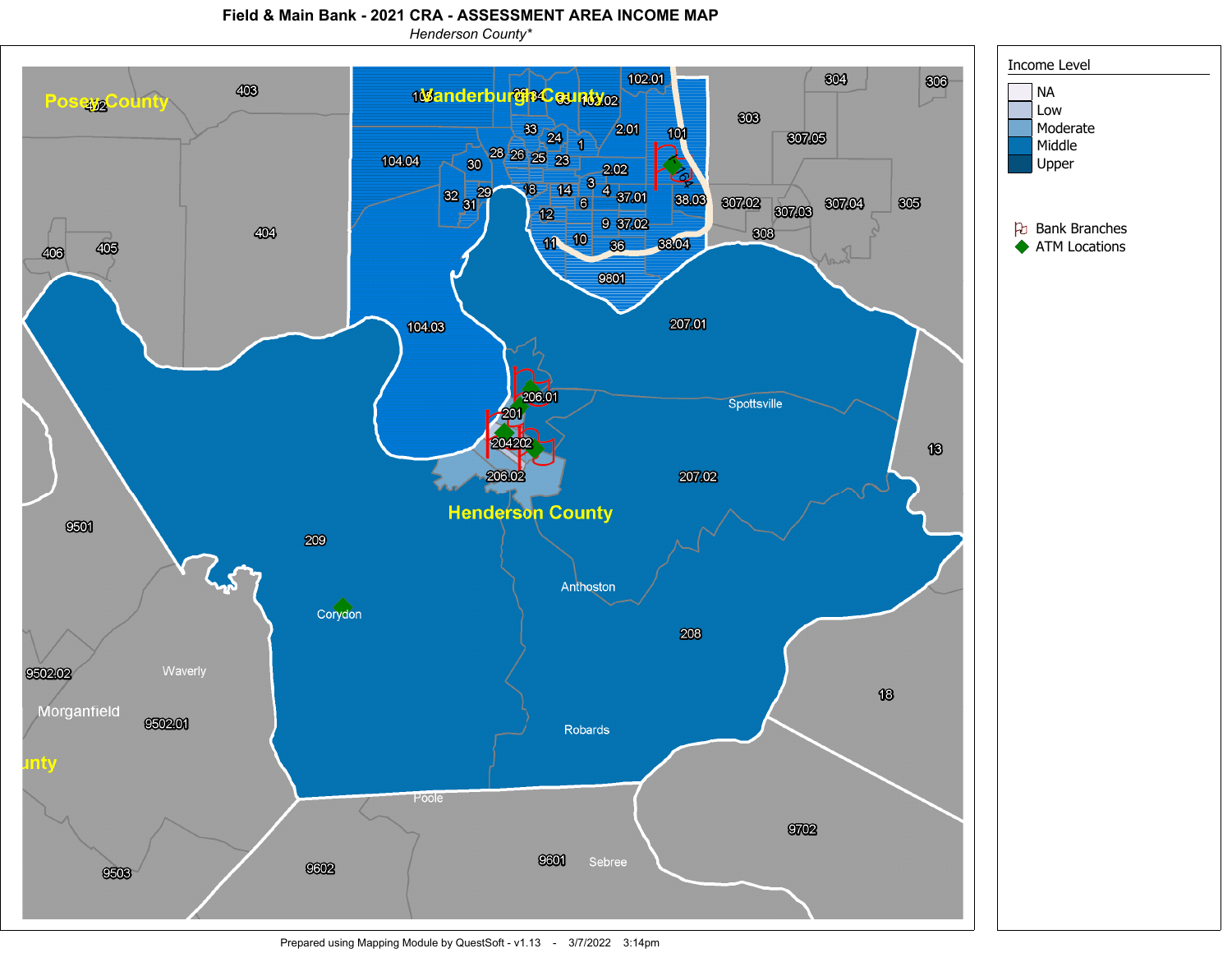# Field & Main Bank - 2021 CRA - ASSESSMENT AREA INCOME MAP

*Henderson County**

Income Level

- NA
- Low
- Moderate
- Middle
- Upper

- Bank Branches
- ATM Locations

Prepared using Mapping Module by QuestSoft - v1.13 - 3/7/2022 3:14pm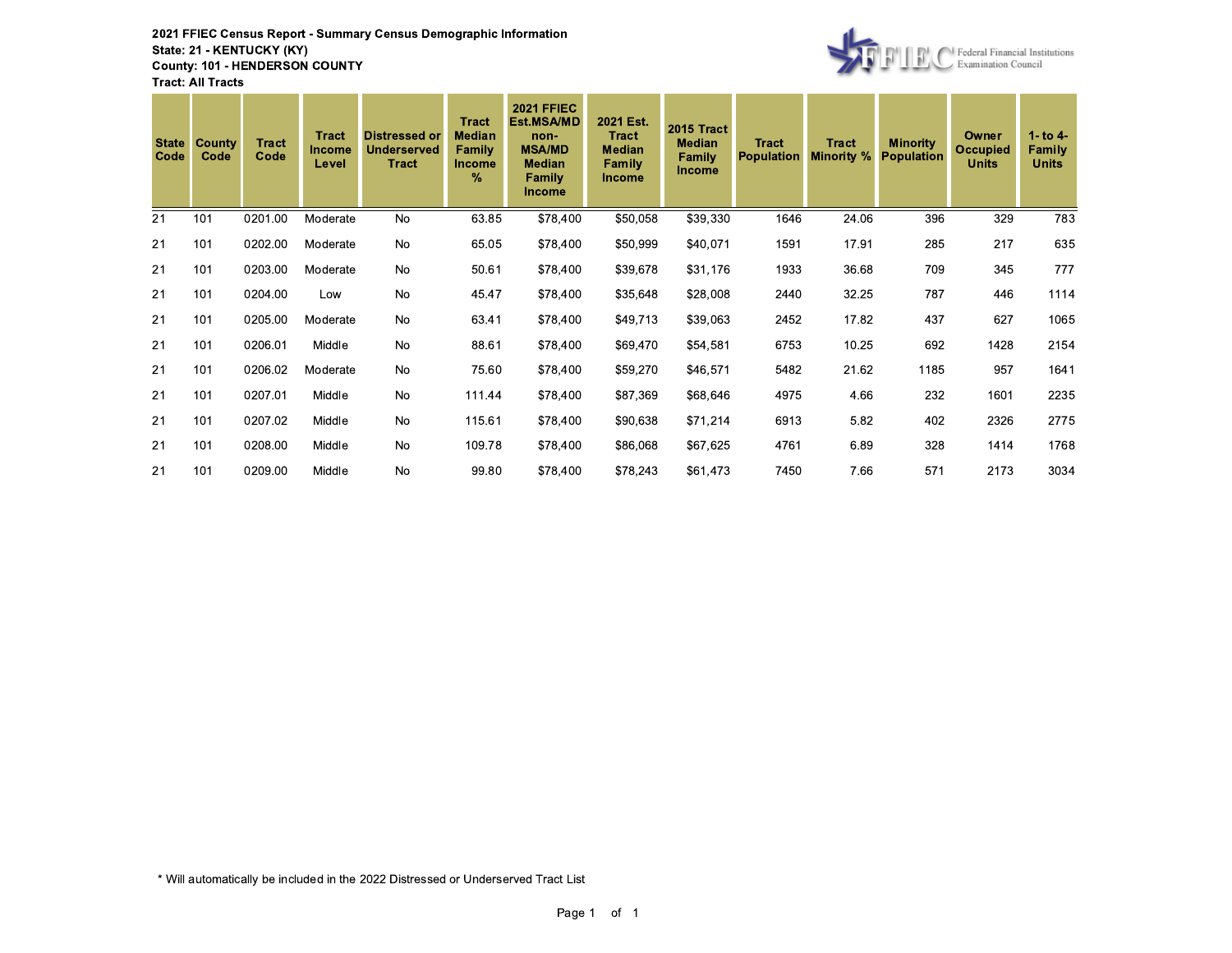**2021 FFIEC Census Report - Summary Census Demographic Information**
**State: 21 - KENTUCKY (KY)**
**County: 101 - HENDERSON COUNTY**
**Tract: All Tracts**

| State Code | County Code | Tract Code | Tract Income Level | Distressed or Underserved Tract | Tract Median Family Income % | 2021 FFIEC Est.MSA/MD non-MSA/MD Median Family Income | 2021 Est. Tract Median Family Income | 2015 Tract Median Family Income | Tract Population | Tract Minority % | Minority Population | Owner Occupied Units | 1- to 4- Family Units |
|---|---|---|---|---|---|---|---|---|---|---|---|---|---|
| 21 | 101 | 0201.00 | Moderate | No | 63.85 | $78,400 | $50,058 | $39,330 | 1646 | 24.06 | 396 | 329 | 783 |
| 21 | 101 | 0202.00 | Moderate | No | 65.05 | $78,400 | $50,999 | $40,071 | 1591 | 17.91 | 285 | 217 | 635 |
| 21 | 101 | 0203.00 | Moderate | No | 50.61 | $78,400 | $39,678 | $31,176 | 1933 | 36.68 | 709 | 345 | 777 |
| 21 | 101 | 0204.00 | Low | No | 45.47 | $78,400 | $35,648 | $28,008 | 2440 | 32.25 | 787 | 446 | 1114 |
| 21 | 101 | 0205.00 | Moderate | No | 63.41 | $78,400 | $49,713 | $39,063 | 2452 | 17.82 | 437 | 627 | 1065 |
| 21 | 101 | 0206.01 | Middle | No | 88.61 | $78,400 | $69,470 | $54,581 | 6753 | 10.25 | 692 | 1428 | 2154 |
| 21 | 101 | 0206.02 | Moderate | No | 75.60 | $78,400 | $59,270 | $46,571 | 5482 | 21.62 | 1185 | 957 | 1641 |
| 21 | 101 | 0207.01 | Middle | No | 111.44 | $78,400 | $87,369 | $68,646 | 4975 | 4.66 | 232 | 1601 | 2235 |
| 21 | 101 | 0207.02 | Middle | No | 115.61 | $78,400 | $90,638 | $71,214 | 6913 | 5.82 | 402 | 2326 | 2775 |
| 21 | 101 | 0208.00 | Middle | No | 109.78 | $78,400 | $86,068 | $67,625 | 4761 | 6.89 | 328 | 1414 | 1768 |
| 21 | 101 | 0209.00 | Middle | No | 99.80 | $78,400 | $78,243 | $61,473 | 7450 | 7.66 | 571 | 2173 | 3034 |

* Will automatically be included in the 2022 Distressed or Underserved Tract List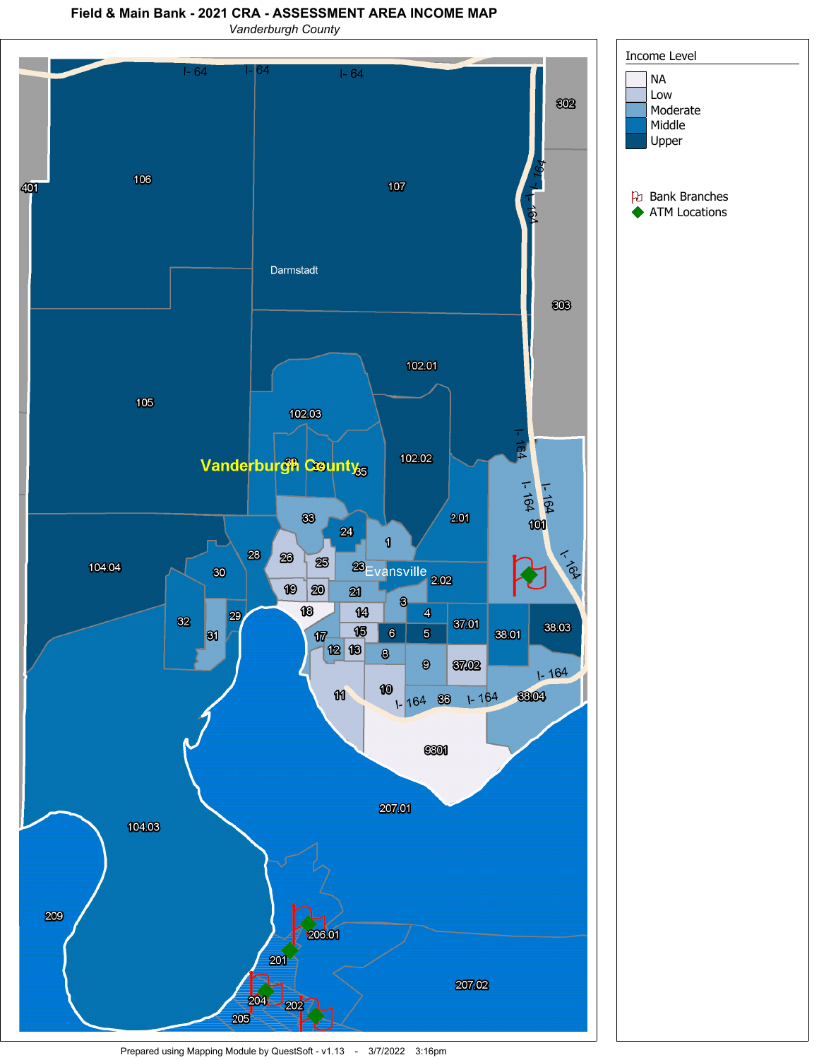# Field & Main Bank - 2021 CRA - ASSESSMENT AREA INCOME MAP

*Vanderburgh County*

**Income Level**

- NA
- Low
- Moderate
- Middle
- Upper

- Bank Branches
- ATM Locations

Prepared using Mapping Module by QuestSoft - v1.13 - 3/7/2022 3:16pm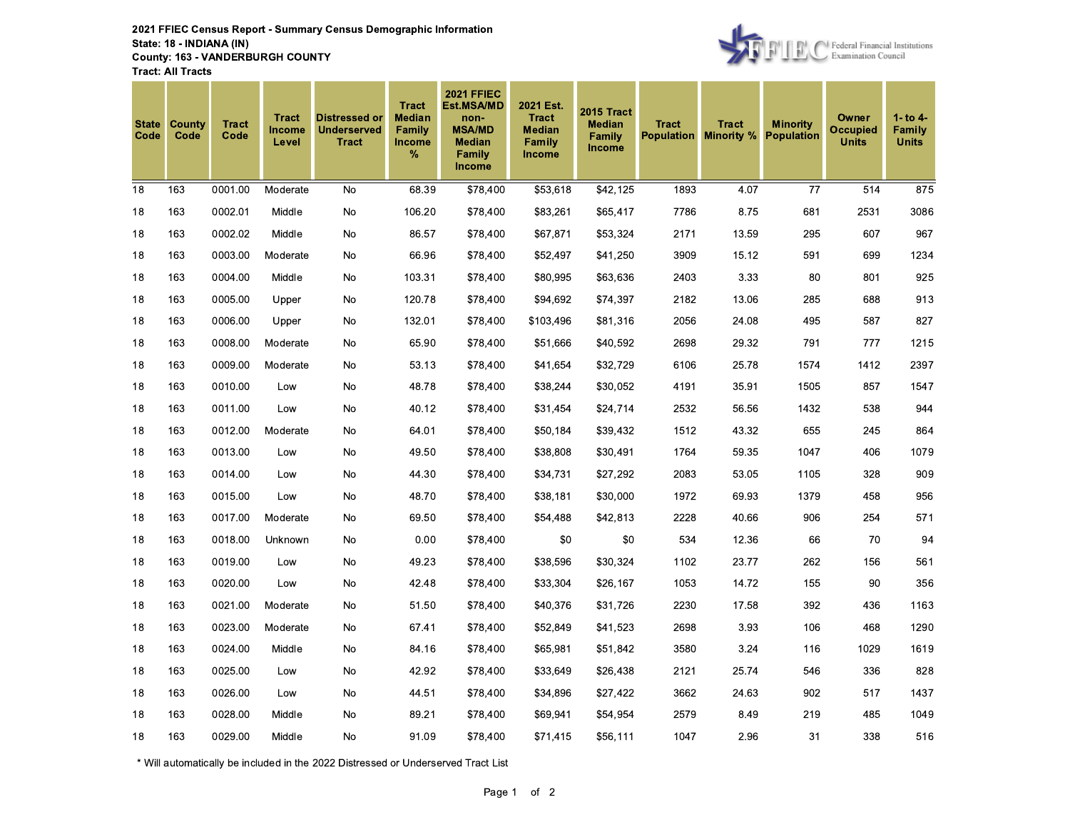**2021 FFIEC Census Report - Summary Census Demographic Information**
**State: 18 - INDIANA (IN)**
**County: 163 - VANDERBURGH COUNTY**
**Tract: All Tracts**

| State Code | County Code | Tract Code | Tract Income Level | Distressed or Underserved Tract | Tract Median Family Income % | 2021 FFIEC Est.MSA/MD non-MSA/MD Median Family Income | 2021 Est. Tract Median Family Income | 2015 Tract Median Family Income | Tract Population | Tract Minority % | Minority Population | Owner Occupied Units | 1- to 4- Family Units |
|---|---|---|---|---|---|---|---|---|---|---|---|---|---|
| 18 | 163 | 0001.00 | Moderate | No | 68.39 | $78,400 | $53,618 | $42,125 | 1893 | 4.07 | 77 | 514 | 875 |
| 18 | 163 | 0002.01 | Middle | No | 106.20 | $78,400 | $83,261 | $65,417 | 7786 | 8.75 | 681 | 2531 | 3086 |
| 18 | 163 | 0002.02 | Middle | No | 86.57 | $78,400 | $67,871 | $53,324 | 2171 | 13.59 | 295 | 607 | 967 |
| 18 | 163 | 0003.00 | Moderate | No | 66.96 | $78,400 | $52,497 | $41,250 | 3909 | 15.12 | 591 | 699 | 1234 |
| 18 | 163 | 0004.00 | Middle | No | 103.31 | $78,400 | $80,995 | $63,636 | 2403 | 3.33 | 80 | 801 | 925 |
| 18 | 163 | 0005.00 | Upper | No | 120.78 | $78,400 | $94,692 | $74,397 | 2182 | 13.06 | 285 | 688 | 913 |
| 18 | 163 | 0006.00 | Upper | No | 132.01 | $78,400 | $103,496 | $81,316 | 2056 | 24.08 | 495 | 587 | 827 |
| 18 | 163 | 0008.00 | Moderate | No | 65.90 | $78,400 | $51,666 | $40,592 | 2698 | 29.32 | 791 | 777 | 1215 |
| 18 | 163 | 0009.00 | Moderate | No | 53.13 | $78,400 | $41,654 | $32,729 | 6106 | 25.78 | 1574 | 1412 | 2397 |
| 18 | 163 | 0010.00 | Low | No | 48.78 | $78,400 | $38,244 | $30,052 | 4191 | 35.91 | 1505 | 857 | 1547 |
| 18 | 163 | 0011.00 | Low | No | 40.12 | $78,400 | $31,454 | $24,714 | 2532 | 56.56 | 1432 | 538 | 944 |
| 18 | 163 | 0012.00 | Moderate | No | 64.01 | $78,400 | $50,184 | $39,432 | 1512 | 43.32 | 655 | 245 | 864 |
| 18 | 163 | 0013.00 | Low | No | 49.50 | $78,400 | $38,808 | $30,491 | 1764 | 59.35 | 1047 | 406 | 1079 |
| 18 | 163 | 0014.00 | Low | No | 44.30 | $78,400 | $34,731 | $27,292 | 2083 | 53.05 | 1105 | 328 | 909 |
| 18 | 163 | 0015.00 | Low | No | 48.70 | $78,400 | $38,181 | $30,000 | 1972 | 69.93 | 1379 | 458 | 956 |
| 18 | 163 | 0017.00 | Moderate | No | 69.50 | $78,400 | $54,488 | $42,813 | 2228 | 40.66 | 906 | 254 | 571 |
| 18 | 163 | 0018.00 | Unknown | No | 0.00 | $78,400 | $0 | $0 | 534 | 12.36 | 66 | 70 | 94 |
| 18 | 163 | 0019.00 | Low | No | 49.23 | $78,400 | $38,596 | $30,324 | 1102 | 23.77 | 262 | 156 | 561 |
| 18 | 163 | 0020.00 | Low | No | 42.48 | $78,400 | $33,304 | $26,167 | 1053 | 14.72 | 155 | 90 | 356 |
| 18 | 163 | 0021.00 | Moderate | No | 51.50 | $78,400 | $40,376 | $31,726 | 2230 | 17.58 | 392 | 436 | 1163 |
| 18 | 163 | 0023.00 | Moderate | No | 67.41 | $78,400 | $52,849 | $41,523 | 2698 | 3.93 | 106 | 468 | 1290 |
| 18 | 163 | 0024.00 | Middle | No | 84.16 | $78,400 | $65,981 | $51,842 | 3580 | 3.24 | 116 | 1029 | 1619 |
| 18 | 163 | 0025.00 | Low | No | 42.92 | $78,400 | $33,649 | $26,438 | 2121 | 25.74 | 546 | 336 | 828 |
| 18 | 163 | 0026.00 | Low | No | 44.51 | $78,400 | $34,896 | $27,422 | 3662 | 24.63 | 902 | 517 | 1437 |
| 18 | 163 | 0028.00 | Middle | No | 89.21 | $78,400 | $69,941 | $54,954 | 2579 | 8.49 | 219 | 485 | 1049 |
| 18 | 163 | 0029.00 | Middle | No | 91.09 | $78,400 | $71,415 | $56,111 | 1047 | 2.96 | 31 | 338 | 516 |

* Will automatically be included in the 2022 Distressed or Underserved Tract List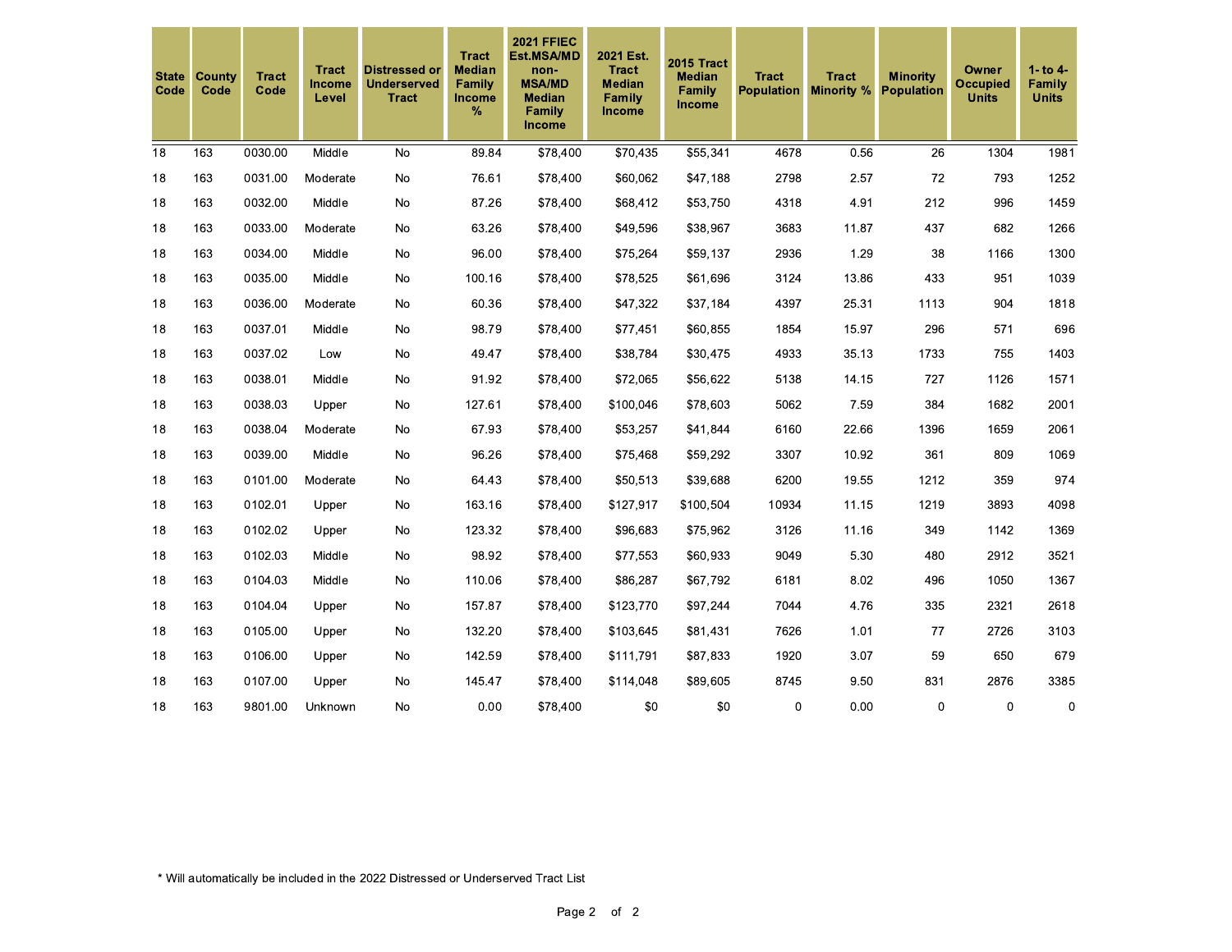| State Code | County Code | Tract Code | Tract Income Level | Distressed or Underserved Tract | Tract Median Family Income % | 2021 FFIEC Est.MSA/MD non-MSA/MD Median Family Income | 2021 Est. Tract Median Family Income | 2015 Tract Median Family Income | Tract Population | Tract Minority % | Minority Population | Owner Occupied Units | 1- to 4- Family Units |
|---|---|---|---|---|---|---|---|---|---|---|---|---|---|
| 18 | 163 | 0030.00 | Middle | No | 89.84 | $78,400 | $70,435 | $55,341 | 4678 | 0.56 | 26 | 1304 | 1981 |
| 18 | 163 | 0031.00 | Moderate | No | 76.61 | $78,400 | $60,062 | $47,188 | 2798 | 2.57 | 72 | 793 | 1252 |
| 18 | 163 | 0032.00 | Middle | No | 87.26 | $78,400 | $68,412 | $53,750 | 4318 | 4.91 | 212 | 996 | 1459 |
| 18 | 163 | 0033.00 | Moderate | No | 63.26 | $78,400 | $49,596 | $38,967 | 3683 | 11.87 | 437 | 682 | 1266 |
| 18 | 163 | 0034.00 | Middle | No | 96.00 | $78,400 | $75,264 | $59,137 | 2936 | 1.29 | 38 | 1166 | 1300 |
| 18 | 163 | 0035.00 | Middle | No | 100.16 | $78,400 | $78,525 | $61,696 | 3124 | 13.86 | 433 | 951 | 1039 |
| 18 | 163 | 0036.00 | Moderate | No | 60.36 | $78,400 | $47,322 | $37,184 | 4397 | 25.31 | 1113 | 904 | 1818 |
| 18 | 163 | 0037.01 | Middle | No | 98.79 | $78,400 | $77,451 | $60,855 | 1854 | 15.97 | 296 | 571 | 696 |
| 18 | 163 | 0037.02 | Low | No | 49.47 | $78,400 | $38,784 | $30,475 | 4933 | 35.13 | 1733 | 755 | 1403 |
| 18 | 163 | 0038.01 | Middle | No | 91.92 | $78,400 | $72,065 | $56,622 | 5138 | 14.15 | 727 | 1126 | 1571 |
| 18 | 163 | 0038.03 | Upper | No | 127.61 | $78,400 | $100,046 | $78,603 | 5062 | 7.59 | 384 | 1682 | 2001 |
| 18 | 163 | 0038.04 | Moderate | No | 67.93 | $78,400 | $53,257 | $41,844 | 6160 | 22.66 | 1396 | 1659 | 2061 |
| 18 | 163 | 0039.00 | Middle | No | 96.26 | $78,400 | $75,468 | $59,292 | 3307 | 10.92 | 361 | 809 | 1069 |
| 18 | 163 | 0101.00 | Moderate | No | 64.43 | $78,400 | $50,513 | $39,688 | 6200 | 19.55 | 1212 | 359 | 974 |
| 18 | 163 | 0102.01 | Upper | No | 163.16 | $78,400 | $127,917 | $100,504 | 10934 | 11.15 | 1219 | 3893 | 4098 |
| 18 | 163 | 0102.02 | Upper | No | 123.32 | $78,400 | $96,683 | $75,962 | 3126 | 11.16 | 349 | 1142 | 1369 |
| 18 | 163 | 0102.03 | Middle | No | 98.92 | $78,400 | $77,553 | $60,933 | 9049 | 5.30 | 480 | 2912 | 3521 |
| 18 | 163 | 0104.03 | Middle | No | 110.06 | $78,400 | $86,287 | $67,792 | 6181 | 8.02 | 496 | 1050 | 1367 |
| 18 | 163 | 0104.04 | Upper | No | 157.87 | $78,400 | $123,770 | $97,244 | 7044 | 4.76 | 335 | 2321 | 2618 |
| 18 | 163 | 0105.00 | Upper | No | 132.20 | $78,400 | $103,645 | $81,431 | 7626 | 1.01 | 77 | 2726 | 3103 |
| 18 | 163 | 0106.00 | Upper | No | 142.59 | $78,400 | $111,791 | $87,833 | 1920 | 3.07 | 59 | 650 | 679 |
| 18 | 163 | 0107.00 | Upper | No | 145.47 | $78,400 | $114,048 | $89,605 | 8745 | 9.50 | 831 | 2876 | 3385 |
| 18 | 163 | 9801.00 | Unknown | No | 0.00 | $78,400 | $0 | $0 | 0 | 0.00 | 0 | 0 | 0 |

* Will automatically be included in the 2022 Distressed or Underserved Tract List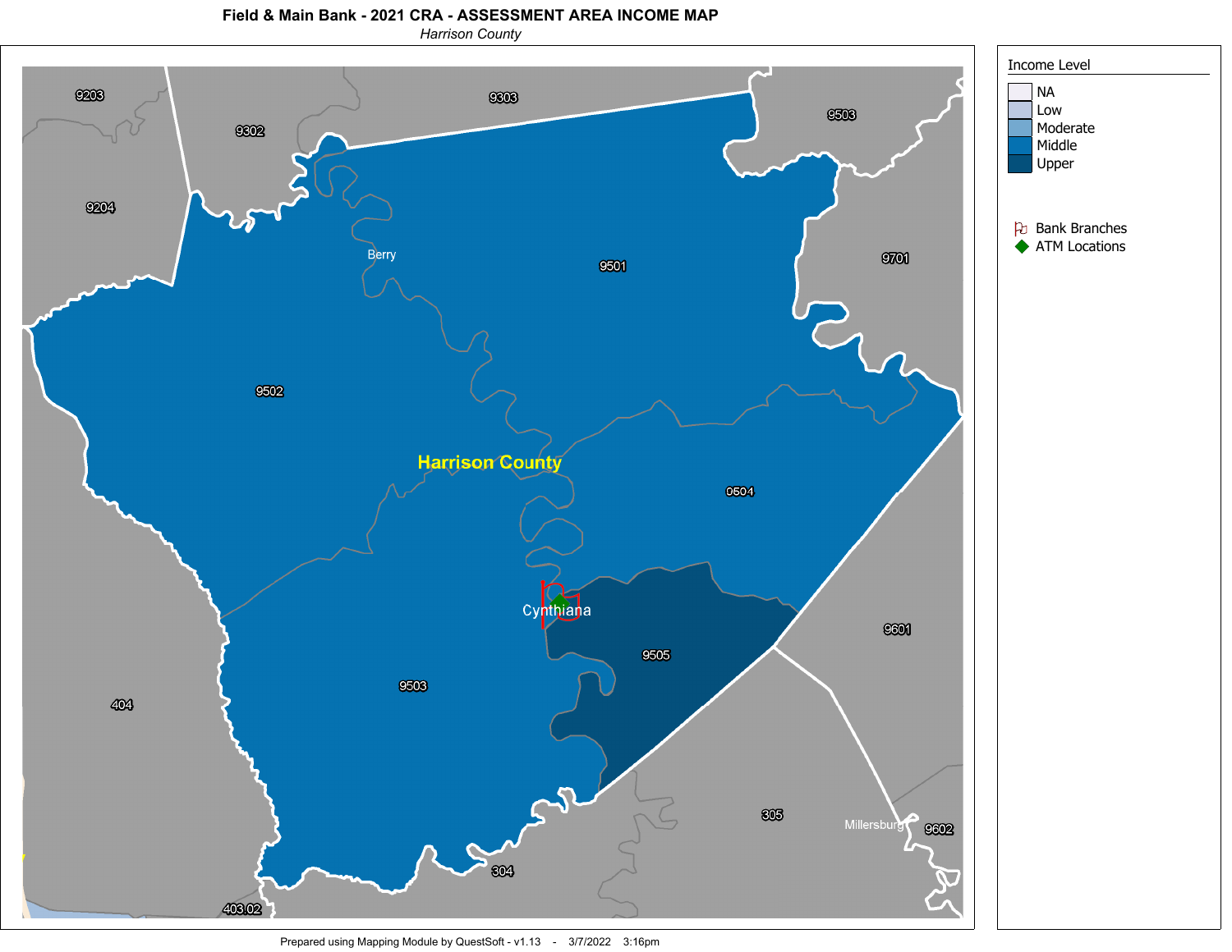# Field & Main Bank - 2021 CRA - ASSESSMENT AREA INCOME MAP

*Harrison County*

9203
9302
9303
9503
9204
9701
Berry
9501
9502
Harrison County
9504
Cynthiana
9601
9505
9503
404
305
Millersburg
9602
304
403.02

**Income Level**

- NA
- Low
- Moderate
- Middle
- Upper

- Bank Branches
- ATM Locations

Prepared using Mapping Module by QuestSoft - v1.13 - 3/7/2022 3:16pm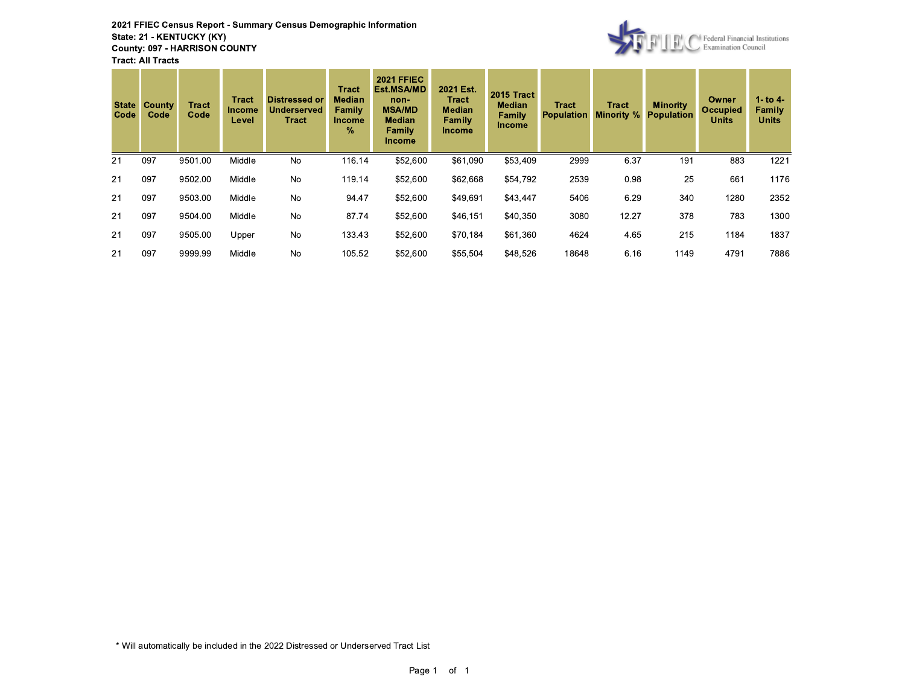**2021 FFIEC Census Report - Summary Census Demographic Information**
**State: 21 - KENTUCKY (KY)**
**County: 097 - HARRISON COUNTY**
**Tract: All Tracts**

Federal Financial Institutions Examination Council

| State Code | County Code | Tract Code | Tract Income Level | Distressed or Underserved Tract | Tract Median Family Income % | 2021 FFIEC Est.MSA/MD non-MSA/MD Median Family Income | 2021 Est. Tract Median Family Income | 2015 Tract Median Family Income | Tract Population | Tract Minority % | Minority Population | Owner Occupied Units | 1- to 4- Family Units |
|---|---|---|---|---|---|---|---|---|---|---|---|---|---|
| 21 | 097 | 9501.00 | Middle | No | 116.14 | $52,600 | $61,090 | $53,409 | 2999 | 6.37 | 191 | 883 | 1221 |
| 21 | 097 | 9502.00 | Middle | No | 119.14 | $52,600 | $62,668 | $54,792 | 2539 | 0.98 | 25 | 661 | 1176 |
| 21 | 097 | 9503.00 | Middle | No | 94.47 | $52,600 | $49,691 | $43,447 | 5406 | 6.29 | 340 | 1280 | 2352 |
| 21 | 097 | 9504.00 | Middle | No | 87.74 | $52,600 | $46,151 | $40,350 | 3080 | 12.27 | 378 | 783 | 1300 |
| 21 | 097 | 9505.00 | Upper | No | 133.43 | $52,600 | $70,184 | $61,360 | 4624 | 4.65 | 215 | 1184 | 1837 |
| 21 | 097 | 9999.99 | Middle | No | 105.52 | $52,600 | $55,504 | $48,526 | 18648 | 6.16 | 1149 | 4791 | 7886 |

* Will automatically be included in the 2022 Distressed or Underserved Tract List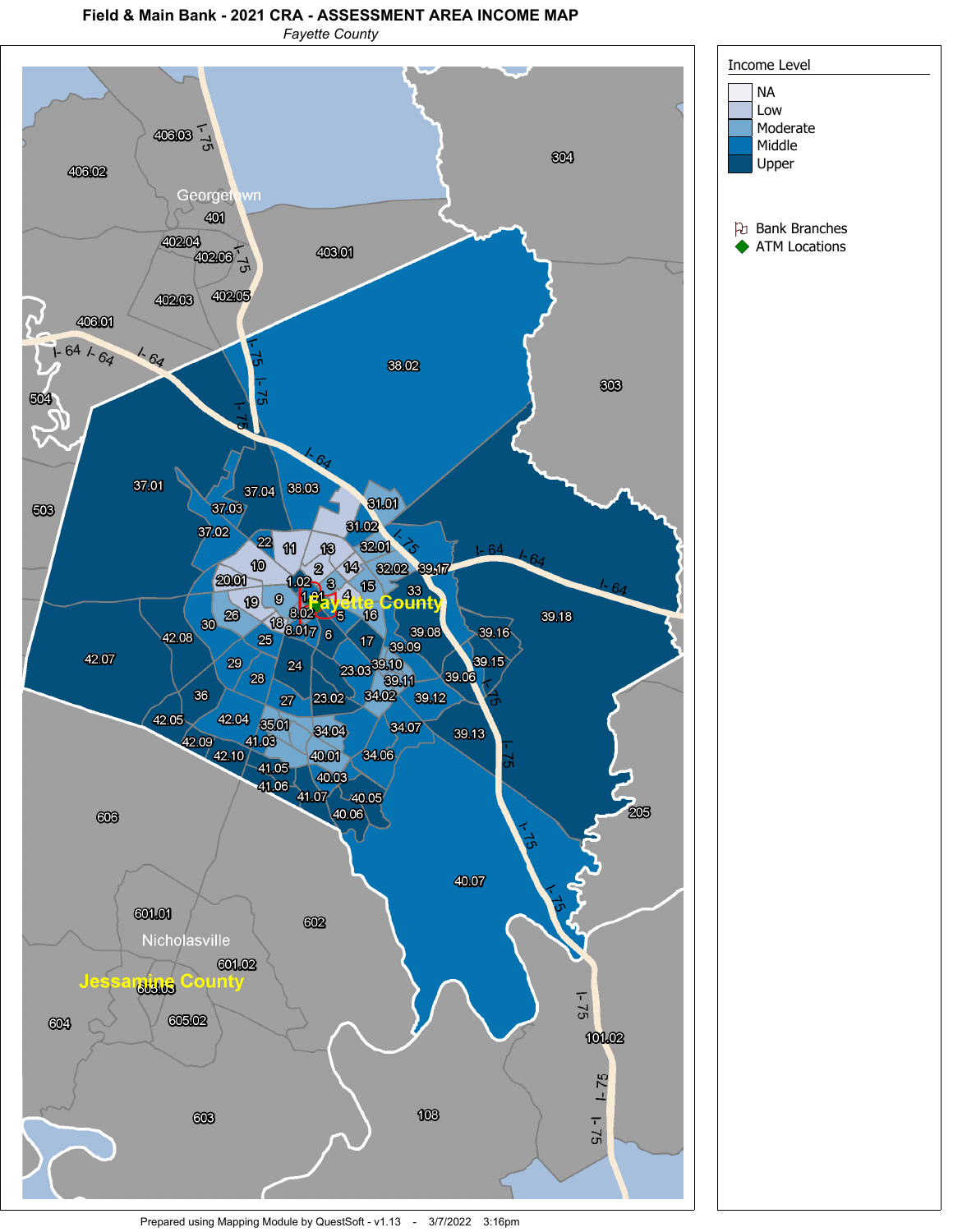# Field & Main Bank - 2021 CRA - ASSESSMENT AREA INCOME MAP

*Fayette County*

**Income Level**

- NA
- Low
- Moderate
- Middle
- Upper

- Bank Branches
- ATM Locations

Prepared using Mapping Module by QuestSoft - v1.13 - 3/7/2022 3:16pm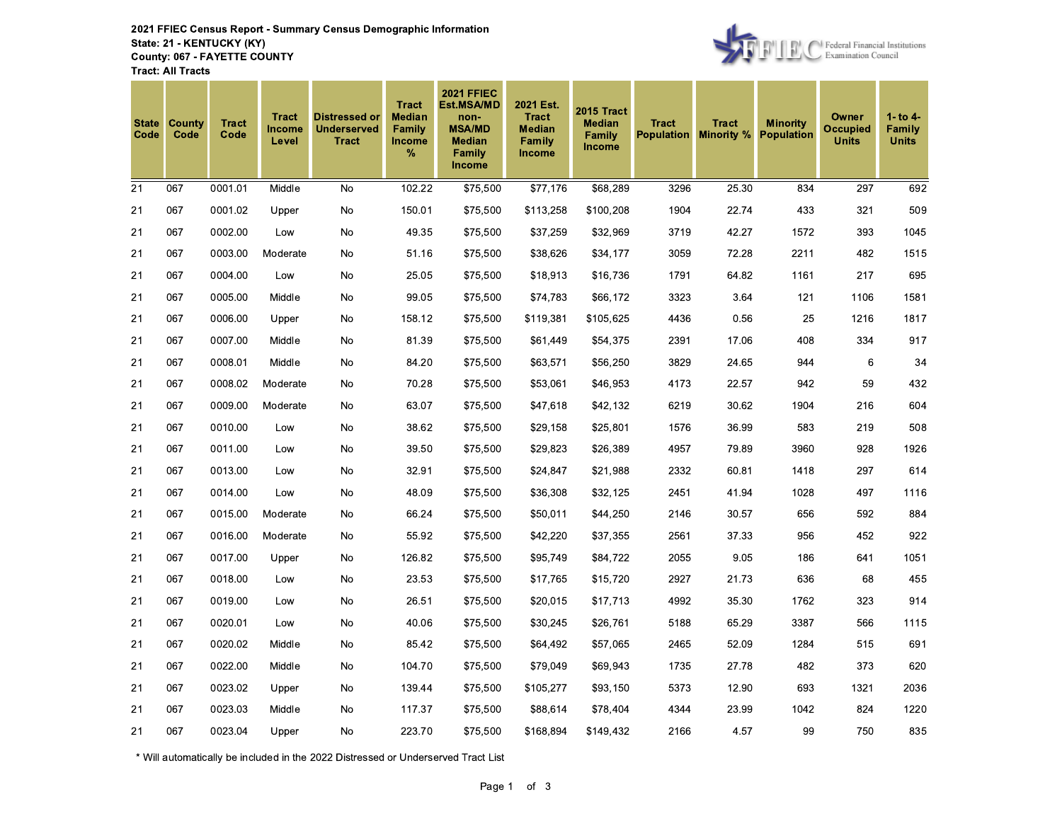**2021 FFIEC Census Report - Summary Census Demographic Information**
**State: 21 - KENTUCKY (KY)**
**County: 067 - FAYETTE COUNTY**
**Tract: All Tracts**

Federal Financial Institutions Examination Council

| State Code | County Code | Tract Code | Tract Income Level | Distressed or Underserved Tract | Tract Median Family Income % | 2021 FFIEC Est.MSA/MD non-MSA/MD Median Family Income | 2021 Est. Tract Median Family Income | 2015 Tract Median Family Income | Tract Population | Tract Minority % | Minority Population | Owner Occupied Units | 1- to 4- Family Units |
|---|---|---|---|---|---|---|---|---|---|---|---|---|---|
| 21 | 067 | 0001.01 | Middle | No | 102.22 | $75,500 | $77,176 | $68,289 | 3296 | 25.30 | 834 | 297 | 692 |
| 21 | 067 | 0001.02 | Upper | No | 150.01 | $75,500 | $113,258 | $100,208 | 1904 | 22.74 | 433 | 321 | 509 |
| 21 | 067 | 0002.00 | Low | No | 49.35 | $75,500 | $37,259 | $32,969 | 3719 | 42.27 | 1572 | 393 | 1045 |
| 21 | 067 | 0003.00 | Moderate | No | 51.16 | $75,500 | $38,626 | $34,177 | 3059 | 72.28 | 2211 | 482 | 1515 |
| 21 | 067 | 0004.00 | Low | No | 25.05 | $75,500 | $18,913 | $16,736 | 1791 | 64.82 | 1161 | 217 | 695 |
| 21 | 067 | 0005.00 | Middle | No | 99.05 | $75,500 | $74,783 | $66,172 | 3323 | 3.64 | 121 | 1106 | 1581 |
| 21 | 067 | 0006.00 | Upper | No | 158.12 | $75,500 | $119,381 | $105,625 | 4436 | 0.56 | 25 | 1216 | 1817 |
| 21 | 067 | 0007.00 | Middle | No | 81.39 | $75,500 | $61,449 | $54,375 | 2391 | 17.06 | 408 | 334 | 917 |
| 21 | 067 | 0008.01 | Middle | No | 84.20 | $75,500 | $63,571 | $56,250 | 3829 | 24.65 | 944 | 6 | 34 |
| 21 | 067 | 0008.02 | Moderate | No | 70.28 | $75,500 | $53,061 | $46,953 | 4173 | 22.57 | 942 | 59 | 432 |
| 21 | 067 | 0009.00 | Moderate | No | 63.07 | $75,500 | $47,618 | $42,132 | 6219 | 30.62 | 1904 | 216 | 604 |
| 21 | 067 | 0010.00 | Low | No | 38.62 | $75,500 | $29,158 | $25,801 | 1576 | 36.99 | 583 | 219 | 508 |
| 21 | 067 | 0011.00 | Low | No | 39.50 | $75,500 | $29,823 | $26,389 | 4957 | 79.89 | 3960 | 928 | 1926 |
| 21 | 067 | 0013.00 | Low | No | 32.91 | $75,500 | $24,847 | $21,988 | 2332 | 60.81 | 1418 | 297 | 614 |
| 21 | 067 | 0014.00 | Low | No | 48.09 | $75,500 | $36,308 | $32,125 | 2451 | 41.94 | 1028 | 497 | 1116 |
| 21 | 067 | 0015.00 | Moderate | No | 66.24 | $75,500 | $50,011 | $44,250 | 2146 | 30.57 | 656 | 592 | 884 |
| 21 | 067 | 0016.00 | Moderate | No | 55.92 | $75,500 | $42,220 | $37,355 | 2561 | 37.33 | 956 | 452 | 922 |
| 21 | 067 | 0017.00 | Upper | No | 126.82 | $75,500 | $95,749 | $84,722 | 2055 | 9.05 | 186 | 641 | 1051 |
| 21 | 067 | 0018.00 | Low | No | 23.53 | $75,500 | $17,765 | $15,720 | 2927 | 21.73 | 636 | 68 | 455 |
| 21 | 067 | 0019.00 | Low | No | 26.51 | $75,500 | $20,015 | $17,713 | 4992 | 35.30 | 1762 | 323 | 914 |
| 21 | 067 | 0020.01 | Low | No | 40.06 | $75,500 | $30,245 | $26,761 | 5188 | 65.29 | 3387 | 566 | 1115 |
| 21 | 067 | 0020.02 | Middle | No | 85.42 | $75,500 | $64,492 | $57,065 | 2465 | 52.09 | 1284 | 515 | 691 |
| 21 | 067 | 0022.00 | Middle | No | 104.70 | $75,500 | $79,049 | $69,943 | 1735 | 27.78 | 482 | 373 | 620 |
| 21 | 067 | 0023.02 | Upper | No | 139.44 | $75,500 | $105,277 | $93,150 | 5373 | 12.90 | 693 | 1321 | 2036 |
| 21 | 067 | 0023.03 | Middle | No | 117.37 | $75,500 | $88,614 | $78,404 | 4344 | 23.99 | 1042 | 824 | 1220 |
| 21 | 067 | 0023.04 | Upper | No | 223.70 | $75,500 | $168,894 | $149,432 | 2166 | 4.57 | 99 | 750 | 835 |

\* Will automatically be included in the 2022 Distressed or Underserved Tract List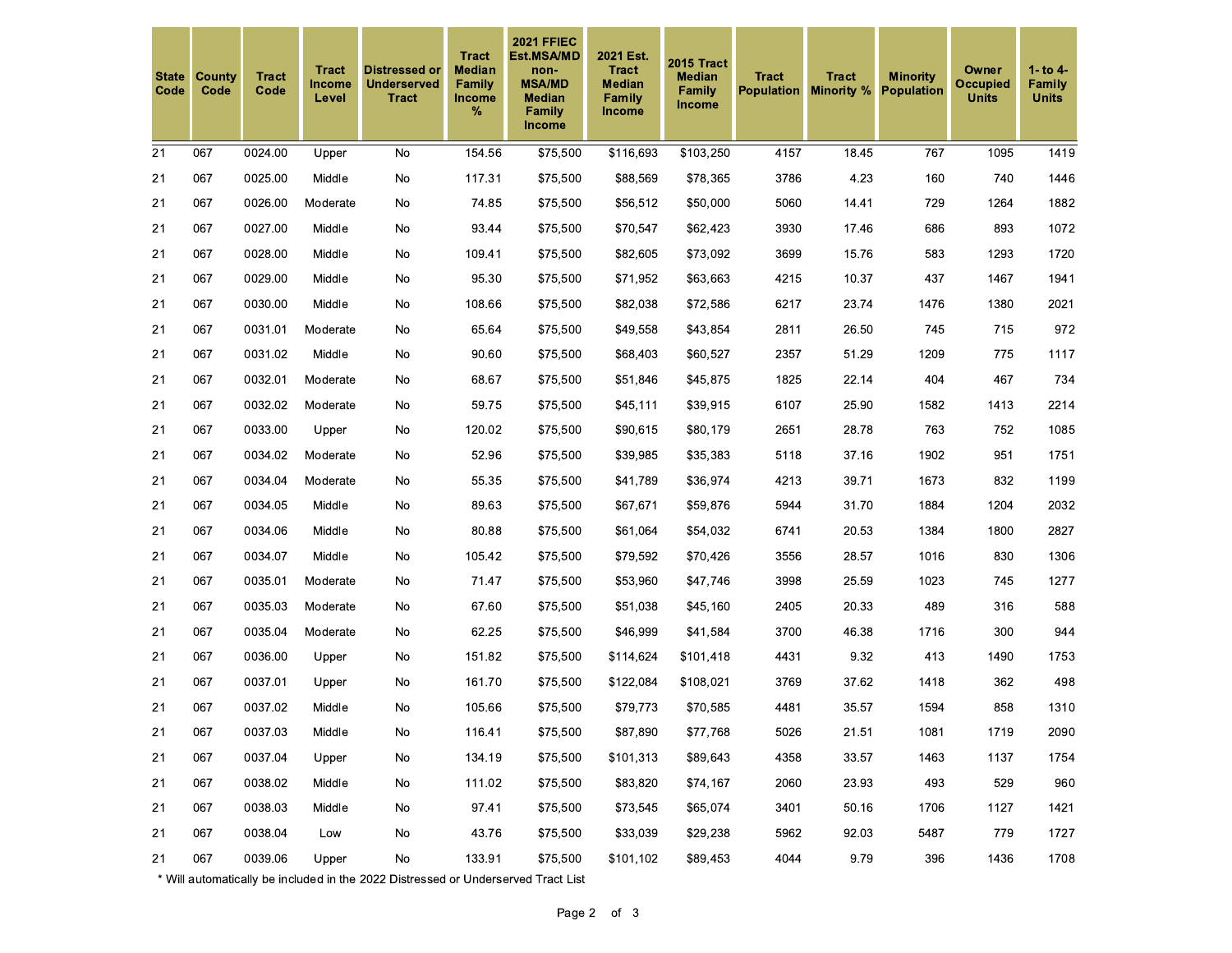| State Code | County Code | Tract Code | Tract Income Level | Distressed or Underserved Tract | Tract Median Family Income % | 2021 FFIEC Est.MSA/MD non-MSA/MD Median Family Income | 2021 Est. Tract Median Family Income | 2015 Tract Median Family Income | Tract Population | Tract Minority % | Minority Population | Owner Occupied Units | 1- to 4- Family Units |
|---|---|---|---|---|---|---|---|---|---|---|---|---|---|
| 21 | 067 | 0024.00 | Upper | No | 154.56 | $75,500 | $116,693 | $103,250 | 4157 | 18.45 | 767 | 1095 | 1419 |
| 21 | 067 | 0025.00 | Middle | No | 117.31 | $75,500 | $88,569 | $78,365 | 3786 | 4.23 | 160 | 740 | 1446 |
| 21 | 067 | 0026.00 | Moderate | No | 74.85 | $75,500 | $56,512 | $50,000 | 5060 | 14.41 | 729 | 1264 | 1882 |
| 21 | 067 | 0027.00 | Middle | No | 93.44 | $75,500 | $70,547 | $62,423 | 3930 | 17.46 | 686 | 893 | 1072 |
| 21 | 067 | 0028.00 | Middle | No | 109.41 | $75,500 | $82,605 | $73,092 | 3699 | 15.76 | 583 | 1293 | 1720 |
| 21 | 067 | 0029.00 | Middle | No | 95.30 | $75,500 | $71,952 | $63,663 | 4215 | 10.37 | 437 | 1467 | 1941 |
| 21 | 067 | 0030.00 | Middle | No | 108.66 | $75,500 | $82,038 | $72,586 | 6217 | 23.74 | 1476 | 1380 | 2021 |
| 21 | 067 | 0031.01 | Moderate | No | 65.64 | $75,500 | $49,558 | $43,854 | 2811 | 26.50 | 745 | 715 | 972 |
| 21 | 067 | 0031.02 | Middle | No | 90.60 | $75,500 | $68,403 | $60,527 | 2357 | 51.29 | 1209 | 775 | 1117 |
| 21 | 067 | 0032.01 | Moderate | No | 68.67 | $75,500 | $51,846 | $45,875 | 1825 | 22.14 | 404 | 467 | 734 |
| 21 | 067 | 0032.02 | Moderate | No | 59.75 | $75,500 | $45,111 | $39,915 | 6107 | 25.90 | 1582 | 1413 | 2214 |
| 21 | 067 | 0033.00 | Upper | No | 120.02 | $75,500 | $90,615 | $80,179 | 2651 | 28.78 | 763 | 752 | 1085 |
| 21 | 067 | 0034.02 | Moderate | No | 52.96 | $75,500 | $39,985 | $35,383 | 5118 | 37.16 | 1902 | 951 | 1751 |
| 21 | 067 | 0034.04 | Moderate | No | 55.35 | $75,500 | $41,789 | $36,974 | 4213 | 39.71 | 1673 | 832 | 1199 |
| 21 | 067 | 0034.05 | Middle | No | 89.63 | $75,500 | $67,671 | $59,876 | 5944 | 31.70 | 1884 | 1204 | 2032 |
| 21 | 067 | 0034.06 | Middle | No | 80.88 | $75,500 | $61,064 | $54,032 | 6741 | 20.53 | 1384 | 1800 | 2827 |
| 21 | 067 | 0034.07 | Middle | No | 105.42 | $75,500 | $79,592 | $70,426 | 3556 | 28.57 | 1016 | 830 | 1306 |
| 21 | 067 | 0035.01 | Moderate | No | 71.47 | $75,500 | $53,960 | $47,746 | 3998 | 25.59 | 1023 | 745 | 1277 |
| 21 | 067 | 0035.03 | Moderate | No | 67.60 | $75,500 | $51,038 | $45,160 | 2405 | 20.33 | 489 | 316 | 588 |
| 21 | 067 | 0035.04 | Moderate | No | 62.25 | $75,500 | $46,999 | $41,584 | 3700 | 46.38 | 1716 | 300 | 944 |
| 21 | 067 | 0036.00 | Upper | No | 151.82 | $75,500 | $114,624 | $101,418 | 4431 | 9.32 | 413 | 1490 | 1753 |
| 21 | 067 | 0037.01 | Upper | No | 161.70 | $75,500 | $122,084 | $108,021 | 3769 | 37.62 | 1418 | 362 | 498 |
| 21 | 067 | 0037.02 | Middle | No | 105.66 | $75,500 | $79,773 | $70,585 | 4481 | 35.57 | 1594 | 858 | 1310 |
| 21 | 067 | 0037.03 | Middle | No | 116.41 | $75,500 | $87,890 | $77,768 | 5026 | 21.51 | 1081 | 1719 | 2090 |
| 21 | 067 | 0037.04 | Upper | No | 134.19 | $75,500 | $101,313 | $89,643 | 4358 | 33.57 | 1463 | 1137 | 1754 |
| 21 | 067 | 0038.02 | Middle | No | 111.02 | $75,500 | $83,820 | $74,167 | 2060 | 23.93 | 493 | 529 | 960 |
| 21 | 067 | 0038.03 | Middle | No | 97.41 | $75,500 | $73,545 | $65,074 | 3401 | 50.16 | 1706 | 1127 | 1421 |
| 21 | 067 | 0038.04 | Low | No | 43.76 | $75,500 | $33,039 | $29,238 | 5962 | 92.03 | 5487 | 779 | 1727 |
| 21 | 067 | 0039.06 | Upper | No | 133.91 | $75,500 | $101,102 | $89,453 | 4044 | 9.79 | 396 | 1436 | 1708 |

\* Will automatically be included in the 2022 Distressed or Underserved Tract List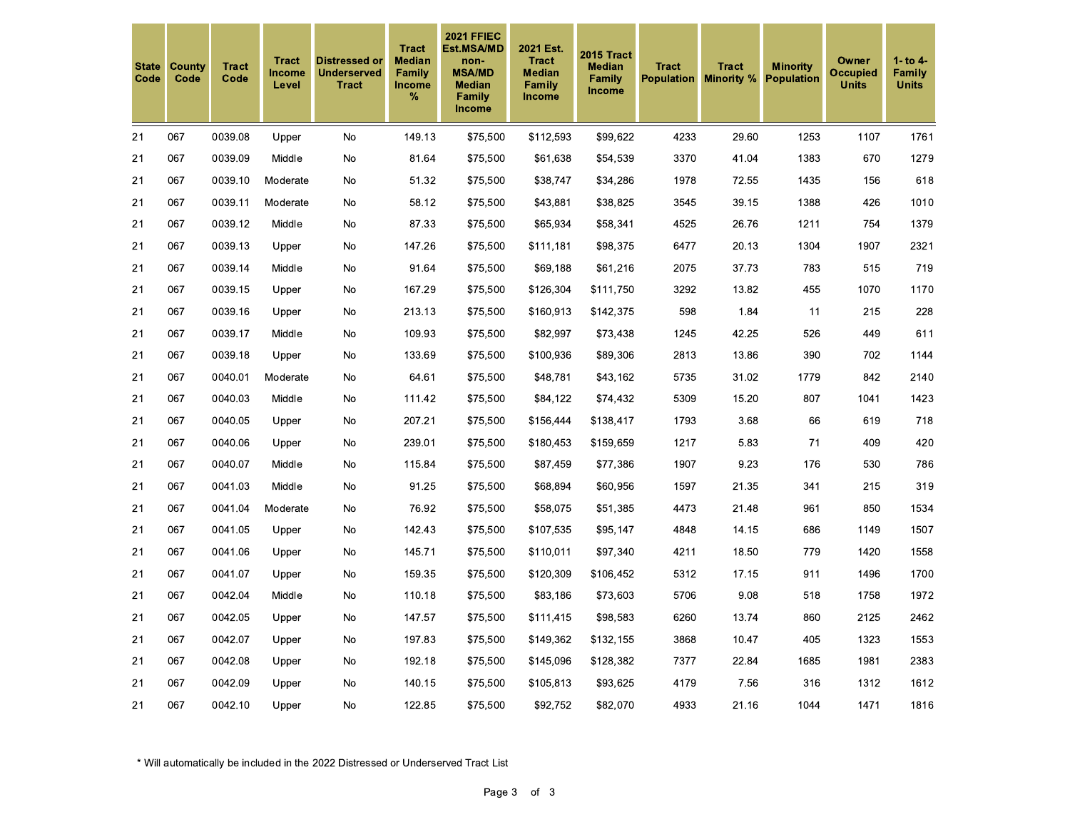| State Code | County Code | Tract Code | Tract Income Level | Distressed or Underserved Tract | Tract Median Family Income % | 2021 FFIEC Est.MSA/MD non-MSA/MD Median Family Income | 2021 Est. Tract Median Family Income | 2015 Tract Median Family Income | Tract Population | Tract Minority % | Minority Population | Owner Occupied Units | 1- to 4- Family Units |
|---|---|---|---|---|---|---|---|---|---|---|---|---|---|
| 21 | 067 | 0039.08 | Upper | No | 149.13 | $75,500 | $112,593 | $99,622 | 4233 | 29.60 | 1253 | 1107 | 1761 |
| 21 | 067 | 0039.09 | Middle | No | 81.64 | $75,500 | $61,638 | $54,539 | 3370 | 41.04 | 1383 | 670 | 1279 |
| 21 | 067 | 0039.10 | Moderate | No | 51.32 | $75,500 | $38,747 | $34,286 | 1978 | 72.55 | 1435 | 156 | 618 |
| 21 | 067 | 0039.11 | Moderate | No | 58.12 | $75,500 | $43,881 | $38,825 | 3545 | 39.15 | 1388 | 426 | 1010 |
| 21 | 067 | 0039.12 | Middle | No | 87.33 | $75,500 | $65,934 | $58,341 | 4525 | 26.76 | 1211 | 754 | 1379 |
| 21 | 067 | 0039.13 | Upper | No | 147.26 | $75,500 | $111,181 | $98,375 | 6477 | 20.13 | 1304 | 1907 | 2321 |
| 21 | 067 | 0039.14 | Middle | No | 91.64 | $75,500 | $69,188 | $61,216 | 2075 | 37.73 | 783 | 515 | 719 |
| 21 | 067 | 0039.15 | Upper | No | 167.29 | $75,500 | $126,304 | $111,750 | 3292 | 13.82 | 455 | 1070 | 1170 |
| 21 | 067 | 0039.16 | Upper | No | 213.13 | $75,500 | $160,913 | $142,375 | 598 | 1.84 | 11 | 215 | 228 |
| 21 | 067 | 0039.17 | Middle | No | 109.93 | $75,500 | $82,997 | $73,438 | 1245 | 42.25 | 526 | 449 | 611 |
| 21 | 067 | 0039.18 | Upper | No | 133.69 | $75,500 | $100,936 | $89,306 | 2813 | 13.86 | 390 | 702 | 1144 |
| 21 | 067 | 0040.01 | Moderate | No | 64.61 | $75,500 | $48,781 | $43,162 | 5735 | 31.02 | 1779 | 842 | 2140 |
| 21 | 067 | 0040.03 | Middle | No | 111.42 | $75,500 | $84,122 | $74,432 | 5309 | 15.20 | 807 | 1041 | 1423 |
| 21 | 067 | 0040.05 | Upper | No | 207.21 | $75,500 | $156,444 | $138,417 | 1793 | 3.68 | 66 | 619 | 718 |
| 21 | 067 | 0040.06 | Upper | No | 239.01 | $75,500 | $180,453 | $159,659 | 1217 | 5.83 | 71 | 409 | 420 |
| 21 | 067 | 0040.07 | Middle | No | 115.84 | $75,500 | $87,459 | $77,386 | 1907 | 9.23 | 176 | 530 | 786 |
| 21 | 067 | 0041.03 | Middle | No | 91.25 | $75,500 | $68,894 | $60,956 | 1597 | 21.35 | 341 | 215 | 319 |
| 21 | 067 | 0041.04 | Moderate | No | 76.92 | $75,500 | $58,075 | $51,385 | 4473 | 21.48 | 961 | 850 | 1534 |
| 21 | 067 | 0041.05 | Upper | No | 142.43 | $75,500 | $107,535 | $95,147 | 4848 | 14.15 | 686 | 1149 | 1507 |
| 21 | 067 | 0041.06 | Upper | No | 145.71 | $75,500 | $110,011 | $97,340 | 4211 | 18.50 | 779 | 1420 | 1558 |
| 21 | 067 | 0041.07 | Upper | No | 159.35 | $75,500 | $120,309 | $106,452 | 5312 | 17.15 | 911 | 1496 | 1700 |
| 21 | 067 | 0042.04 | Middle | No | 110.18 | $75,500 | $83,186 | $73,603 | 5706 | 9.08 | 518 | 1758 | 1972 |
| 21 | 067 | 0042.05 | Upper | No | 147.57 | $75,500 | $111,415 | $98,583 | 6260 | 13.74 | 860 | 2125 | 2462 |
| 21 | 067 | 0042.07 | Upper | No | 197.83 | $75,500 | $149,362 | $132,155 | 3868 | 10.47 | 405 | 1323 | 1553 |
| 21 | 067 | 0042.08 | Upper | No | 192.18 | $75,500 | $145,096 | $128,382 | 7377 | 22.84 | 1685 | 1981 | 2383 |
| 21 | 067 | 0042.09 | Upper | No | 140.15 | $75,500 | $105,813 | $93,625 | 4179 | 7.56 | 316 | 1312 | 1612 |
| 21 | 067 | 0042.10 | Upper | No | 122.85 | $75,500 | $92,752 | $82,070 | 4933 | 21.16 | 1044 | 1471 | 1816 |

* Will automatically be included in the 2022 Distressed or Underserved Tract List